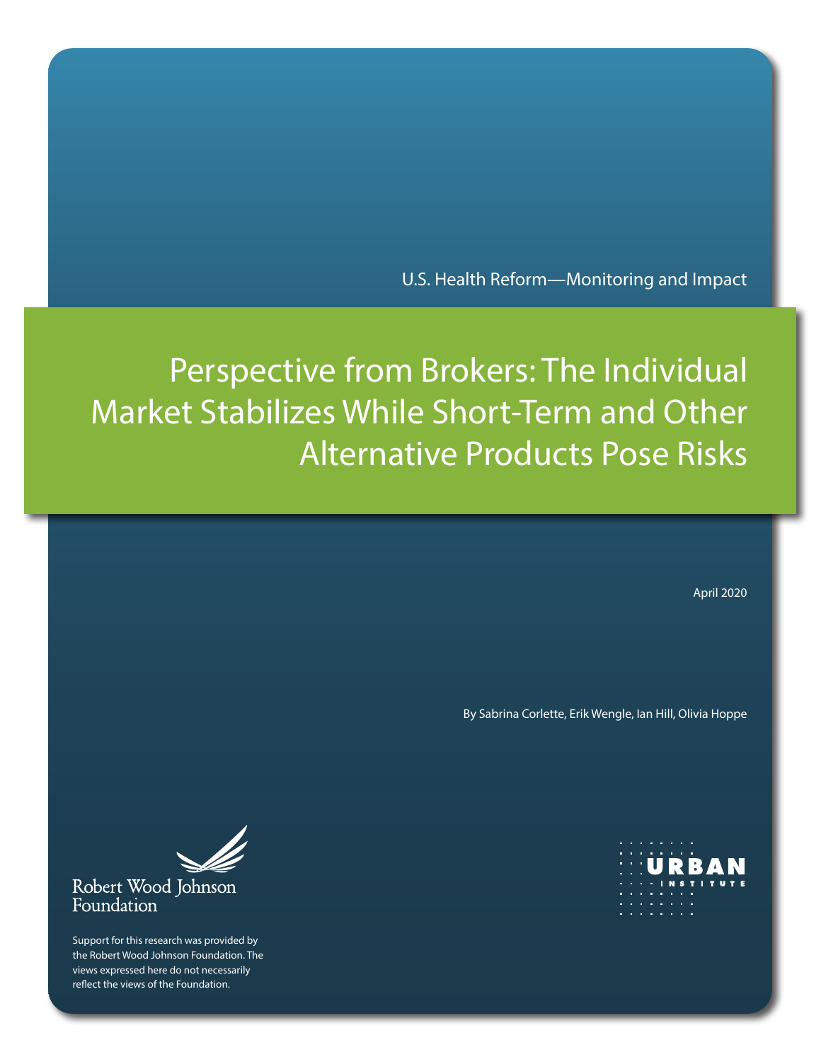U.S. Health Reform—Monitoring and Impact

# Perspective from Brokers: The Individual Market Stabilizes While Short-Term and Other Alternative Products Pose Risks

April 2020

By Sabrina Corlette, Erik Wengle, Ian Hill, Olivia Hoppe

Robert Wood Johnson Foundation

Support for this research was provided by the Robert Wood Johnson Foundation. The views expressed here do not necessarily reflect the views of the Foundation.

URBAN INSTITUTE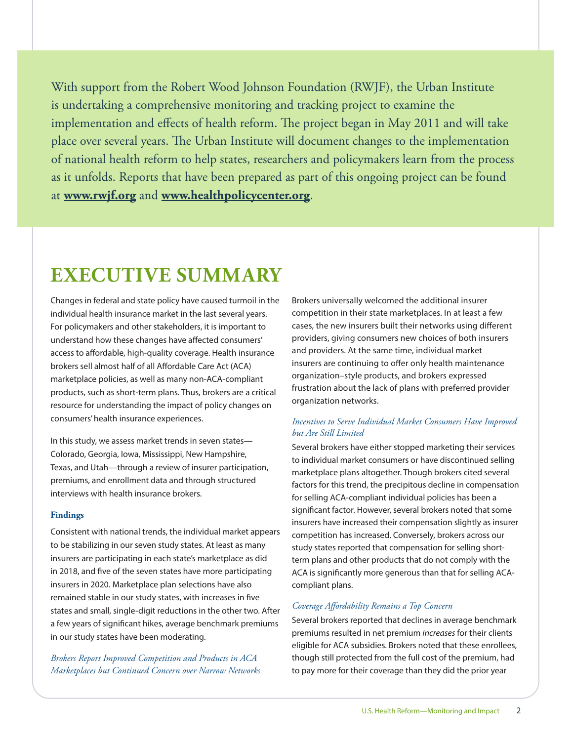With support from the Robert Wood Johnson Foundation (RWJF), the Urban Institute is undertaking a comprehensive monitoring and tracking project to examine the implementation and effects of health reform. The project began in May 2011 and will take place over several years. The Urban Institute will document changes to the implementation of national health reform to help states, researchers and policymakers learn from the process as it unfolds. Reports that have been prepared as part of this ongoing project can be found at **www.rwjf.org** and **www.healthpolicycenter.org**.

# EXECUTIVE SUMMARY

Changes in federal and state policy have caused turmoil in the individual health insurance market in the last several years. For policymakers and other stakeholders, it is important to understand how these changes have affected consumers' access to affordable, high-quality coverage. Health insurance brokers sell almost half of all Affordable Care Act (ACA) marketplace policies, as well as many non-ACA-compliant products, such as short-term plans. Thus, brokers are a critical resource for understanding the impact of policy changes on consumers' health insurance experiences.

In this study, we assess market trends in seven states—Colorado, Georgia, Iowa, Mississippi, New Hampshire, Texas, and Utah—through a review of insurer participation, premiums, and enrollment data and through structured interviews with health insurance brokers.

### Findings

Consistent with national trends, the individual market appears to be stabilizing in our seven study states. At least as many insurers are participating in each state's marketplace as did in 2018, and five of the seven states have more participating insurers in 2020. Marketplace plan selections have also remained stable in our study states, with increases in five states and small, single-digit reductions in the other two. After a few years of significant hikes, average benchmark premiums in our study states have been moderating.

*Brokers Report Improved Competition and Products in ACA Marketplaces but Continued Concern over Narrow Networks*

Brokers universally welcomed the additional insurer competition in their state marketplaces. In at least a few cases, the new insurers built their networks using different providers, giving consumers new choices of both insurers and providers. At the same time, individual market insurers are continuing to offer only health maintenance organization–style products, and brokers expressed frustration about the lack of plans with preferred provider organization networks.

*Incentives to Serve Individual Market Consumers Have Improved but Are Still Limited*

Several brokers have either stopped marketing their services to individual market consumers or have discontinued selling marketplace plans altogether. Though brokers cited several factors for this trend, the precipitous decline in compensation for selling ACA-compliant individual policies has been a significant factor. However, several brokers noted that some insurers have increased their compensation slightly as insurer competition has increased. Conversely, brokers across our study states reported that compensation for selling short-term plans and other products that do not comply with the ACA is significantly more generous than that for selling ACA-compliant plans.

*Coverage Affordability Remains a Top Concern*

Several brokers reported that declines in average benchmark premiums resulted in net premium *increases* for their clients eligible for ACA subsidies. Brokers noted that these enrollees, though still protected from the full cost of the premium, had to pay more for their coverage than they did the prior year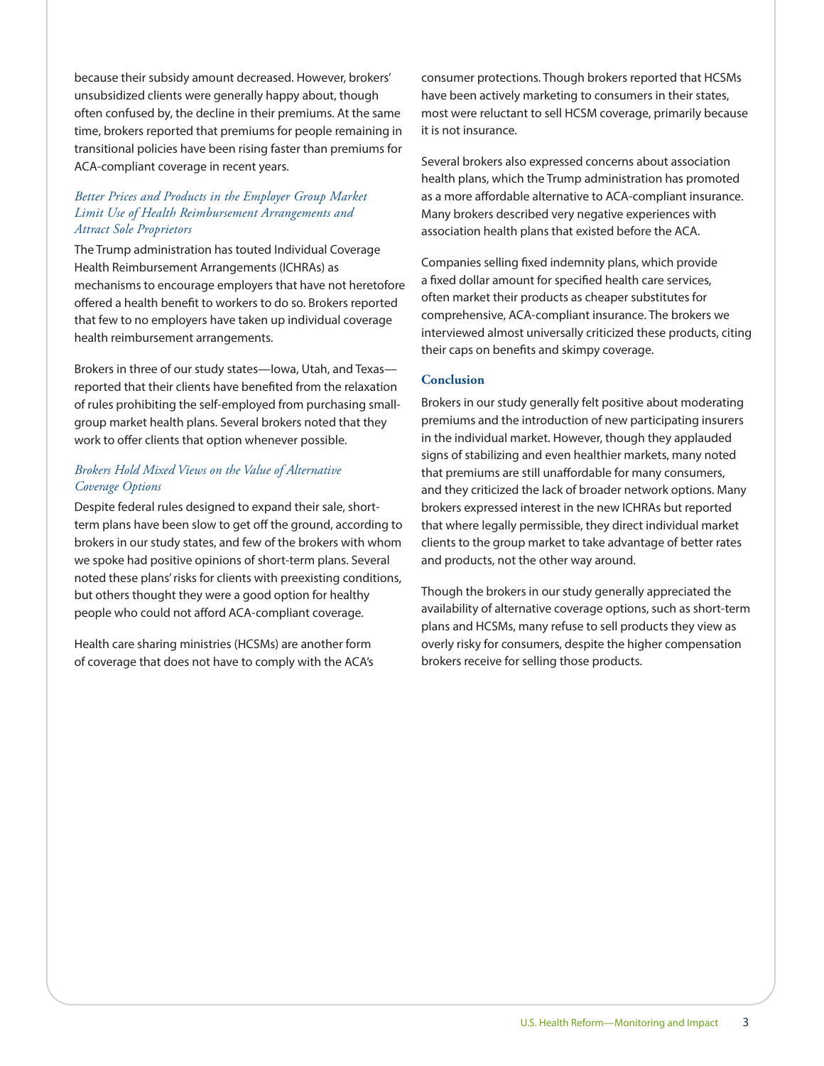because their subsidy amount decreased. However, brokers' unsubsidized clients were generally happy about, though often confused by, the decline in their premiums. At the same time, brokers reported that premiums for people remaining in transitional policies have been rising faster than premiums for ACA-compliant coverage in recent years.

### *Better Prices and Products in the Employer Group Market Limit Use of Health Reimbursement Arrangements and Attract Sole Proprietors*

The Trump administration has touted Individual Coverage Health Reimbursement Arrangements (ICHRAs) as mechanisms to encourage employers that have not heretofore offered a health benefit to workers to do so. Brokers reported that few to no employers have taken up individual coverage health reimbursement arrangements.

Brokers in three of our study states—Iowa, Utah, and Texas—reported that their clients have benefited from the relaxation of rules prohibiting the self-employed from purchasing small-group market health plans. Several brokers noted that they work to offer clients that option whenever possible.

### *Brokers Hold Mixed Views on the Value of Alternative Coverage Options*

Despite federal rules designed to expand their sale, short-term plans have been slow to get off the ground, according to brokers in our study states, and few of the brokers with whom we spoke had positive opinions of short-term plans. Several noted these plans' risks for clients with preexisting conditions, but others thought they were a good option for healthy people who could not afford ACA-compliant coverage.

Health care sharing ministries (HCSMs) are another form of coverage that does not have to comply with the ACA's consumer protections. Though brokers reported that HCSMs have been actively marketing to consumers in their states, most were reluctant to sell HCSM coverage, primarily because it is not insurance.

Several brokers also expressed concerns about association health plans, which the Trump administration has promoted as a more affordable alternative to ACA-compliant insurance. Many brokers described very negative experiences with association health plans that existed before the ACA.

Companies selling fixed indemnity plans, which provide a fixed dollar amount for specified health care services, often market their products as cheaper substitutes for comprehensive, ACA-compliant insurance. The brokers we interviewed almost universally criticized these products, citing their caps on benefits and skimpy coverage.

## Conclusion

Brokers in our study generally felt positive about moderating premiums and the introduction of new participating insurers in the individual market. However, though they applauded signs of stabilizing and even healthier markets, many noted that premiums are still unaffordable for many consumers, and they criticized the lack of broader network options. Many brokers expressed interest in the new ICHRAs but reported that where legally permissible, they direct individual market clients to the group market to take advantage of better rates and products, not the other way around.

Though the brokers in our study generally appreciated the availability of alternative coverage options, such as short-term plans and HCSMs, many refuse to sell products they view as overly risky for consumers, despite the higher compensation brokers receive for selling those products.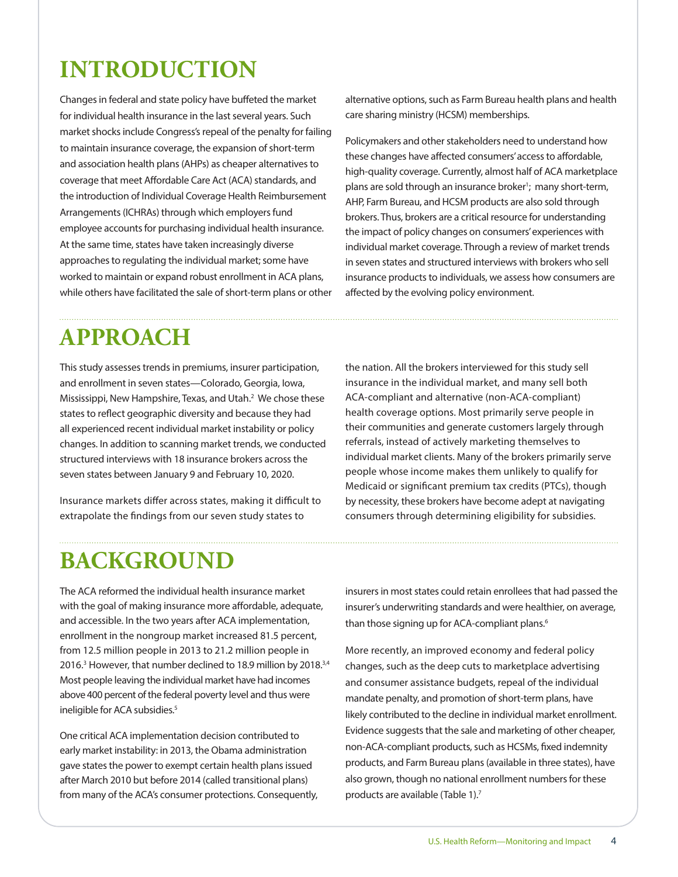# INTRODUCTION

Changes in federal and state policy have buffeted the market for individual health insurance in the last several years. Such market shocks include Congress's repeal of the penalty for failing to maintain insurance coverage, the expansion of short-term and association health plans (AHPs) as cheaper alternatives to coverage that meet Affordable Care Act (ACA) standards, and the introduction of Individual Coverage Health Reimbursement Arrangements (ICHRAs) through which employers fund employee accounts for purchasing individual health insurance. At the same time, states have taken increasingly diverse approaches to regulating the individual market; some have worked to maintain or expand robust enrollment in ACA plans, while others have facilitated the sale of short-term plans or other alternative options, such as Farm Bureau health plans and health care sharing ministry (HCSM) memberships.

Policymakers and other stakeholders need to understand how these changes have affected consumers' access to affordable, high-quality coverage. Currently, almost half of ACA marketplace plans are sold through an insurance broker[1]; many short-term, AHP, Farm Bureau, and HCSM products are also sold through brokers. Thus, brokers are a critical resource for understanding the impact of policy changes on consumers' experiences with individual market coverage. Through a review of market trends in seven states and structured interviews with brokers who sell insurance products to individuals, we assess how consumers are affected by the evolving policy environment.

# APPROACH

This study assesses trends in premiums, insurer participation, and enrollment in seven states—Colorado, Georgia, Iowa, Mississippi, New Hampshire, Texas, and Utah.[2] We chose these states to reflect geographic diversity and because they had all experienced recent individual market instability or policy changes. In addition to scanning market trends, we conducted structured interviews with 18 insurance brokers across the seven states between January 9 and February 10, 2020.

Insurance markets differ across states, making it difficult to extrapolate the findings from our seven study states to the nation. All the brokers interviewed for this study sell insurance in the individual market, and many sell both ACA-compliant and alternative (non-ACA-compliant) health coverage options. Most primarily serve people in their communities and generate customers largely through referrals, instead of actively marketing themselves to individual market clients. Many of the brokers primarily serve people whose income makes them unlikely to qualify for Medicaid or significant premium tax credits (PTCs), though by necessity, these brokers have become adept at navigating consumers through determining eligibility for subsidies.

# BACKGROUND

The ACA reformed the individual health insurance market with the goal of making insurance more affordable, adequate, and accessible. In the two years after ACA implementation, enrollment in the nongroup market increased 81.5 percent, from 12.5 million people in 2013 to 21.2 million people in 2016.[3] However, that number declined to 18.9 million by 2018.[3,4] Most people leaving the individual market have had incomes above 400 percent of the federal poverty level and thus were ineligible for ACA subsidies.[5]

One critical ACA implementation decision contributed to early market instability: in 2013, the Obama administration gave states the power to exempt certain health plans issued after March 2010 but before 2014 (called transitional plans) from many of the ACA's consumer protections. Consequently, insurers in most states could retain enrollees that had passed the insurer's underwriting standards and were healthier, on average, than those signing up for ACA-compliant plans.[6]

More recently, an improved economy and federal policy changes, such as the deep cuts to marketplace advertising and consumer assistance budgets, repeal of the individual mandate penalty, and promotion of short-term plans, have likely contributed to the decline in individual market enrollment. Evidence suggests that the sale and marketing of other cheaper, non-ACA-compliant products, such as HCSMs, fixed indemnity products, and Farm Bureau plans (available in three states), have also grown, though no national enrollment numbers for these products are available (Table 1).[7]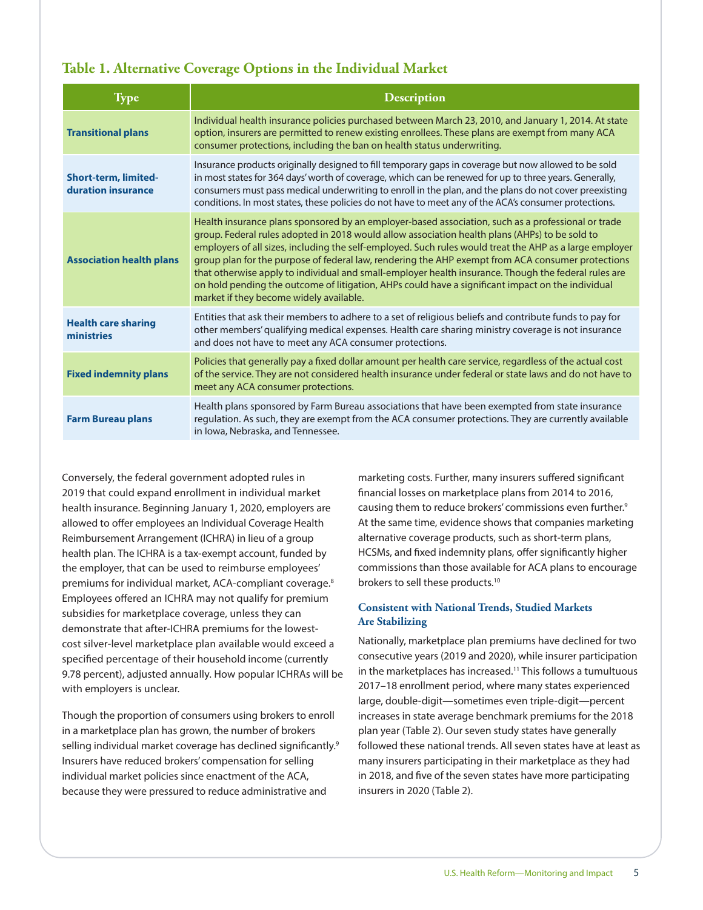### Table 1. Alternative Coverage Options in the Individual Market

| Type | Description |
|---|---|
| **Transitional plans** | Individual health insurance policies purchased between March 23, 2010, and January 1, 2014. At state option, insurers are permitted to renew existing enrollees. These plans are exempt from many ACA consumer protections, including the ban on health status underwriting. |
| **Short-term, limited-duration insurance** | Insurance products originally designed to fill temporary gaps in coverage but now allowed to be sold in most states for 364 days' worth of coverage, which can be renewed for up to three years. Generally, consumers must pass medical underwriting to enroll in the plan, and the plans do not cover preexisting conditions. In most states, these policies do not have to meet any of the ACA's consumer protections. |
| **Association health plans** | Health insurance plans sponsored by an employer-based association, such as a professional or trade group. Federal rules adopted in 2018 would allow association health plans (AHPs) to be sold to employers of all sizes, including the self-employed. Such rules would treat the AHP as a large employer group plan for the purpose of federal law, rendering the AHP exempt from ACA consumer protections that otherwise apply to individual and small-employer health insurance. Though the federal rules are on hold pending the outcome of litigation, AHPs could have a significant impact on the individual market if they become widely available. |
| **Health care sharing ministries** | Entities that ask their members to adhere to a set of religious beliefs and contribute funds to pay for other members' qualifying medical expenses. Health care sharing ministry coverage is not insurance and does not have to meet any ACA consumer protections. |
| **Fixed indemnity plans** | Policies that generally pay a fixed dollar amount per health care service, regardless of the actual cost of the service. They are not considered health insurance under federal or state laws and do not have to meet any ACA consumer protections. |
| **Farm Bureau plans** | Health plans sponsored by Farm Bureau associations that have been exempted from state insurance regulation. As such, they are exempt from the ACA consumer protections. They are currently available in Iowa, Nebraska, and Tennessee. |

Conversely, the federal government adopted rules in 2019 that could expand enrollment in individual market health insurance. Beginning January 1, 2020, employers are allowed to offer employees an Individual Coverage Health Reimbursement Arrangement (ICHRA) in lieu of a group health plan. The ICHRA is a tax-exempt account, funded by the employer, that can be used to reimburse employees' premiums for individual market, ACA-compliant coverage.[8] Employees offered an ICHRA may not qualify for premium subsidies for marketplace coverage, unless they can demonstrate that after-ICHRA premiums for the lowest-cost silver-level marketplace plan available would exceed a specified percentage of their household income (currently 9.78 percent), adjusted annually. How popular ICHRAs will be with employers is unclear.

Though the proportion of consumers using brokers to enroll in a marketplace plan has grown, the number of brokers selling individual market coverage has declined significantly.[9] Insurers have reduced brokers' compensation for selling individual market policies since enactment of the ACA, because they were pressured to reduce administrative and marketing costs. Further, many insurers suffered significant financial losses on marketplace plans from 2014 to 2016, causing them to reduce brokers' commissions even further.[9] At the same time, evidence shows that companies marketing alternative coverage products, such as short-term plans, HCSMs, and fixed indemnity plans, offer significantly higher commissions than those available for ACA plans to encourage brokers to sell these products.[10]

#### Consistent with National Trends, Studied Markets Are Stabilizing

Nationally, marketplace plan premiums have declined for two consecutive years (2019 and 2020), while insurer participation in the marketplaces has increased.[11] This follows a tumultuous 2017–18 enrollment period, where many states experienced large, double-digit—sometimes even triple-digit—percent increases in state average benchmark premiums for the 2018 plan year (Table 2). Our seven study states have generally followed these national trends. All seven states have at least as many insurers participating in their marketplace as they had in 2018, and five of the seven states have more participating insurers in 2020 (Table 2).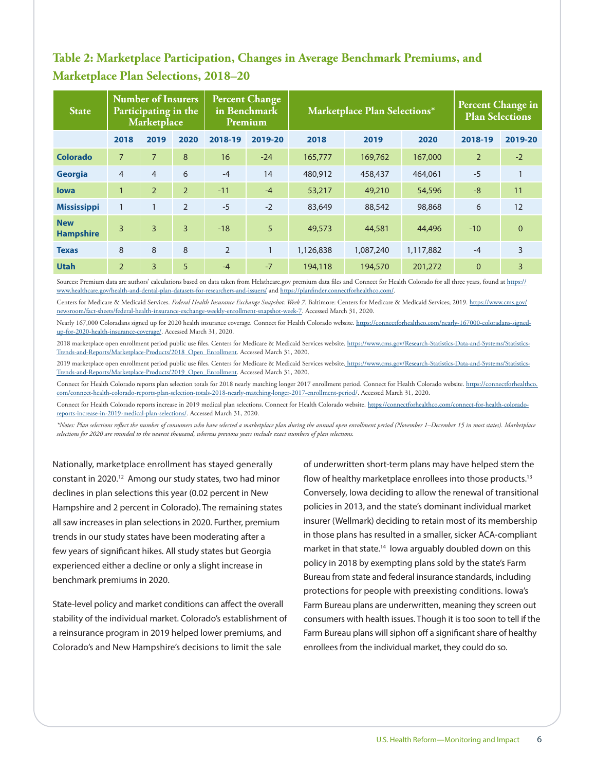## Table 2: Marketplace Participation, Changes in Average Benchmark Premiums, and Marketplace Plan Selections, 2018–20

| State | Number of Insurers Participating in the Marketplace | | | Percent Change in Benchmark Premium | | Marketplace Plan Selections* | | | Percent Change in Plan Selections | |
|---|---|---|---|---|---|---|---|---|---|---|
| | 2018 | 2019 | 2020 | 2018-19 | 2019-20 | 2018 | 2019 | 2020 | 2018-19 | 2019-20 |
| **Colorado** | 7 | 7 | 8 | 16 | -24 | 165,777 | 169,762 | 167,000 | 2 | -2 |
| **Georgia** | 4 | 4 | 6 | -4 | 14 | 480,912 | 458,437 | 464,061 | -5 | 1 |
| **Iowa** | 1 | 2 | 2 | -11 | -4 | 53,217 | 49,210 | 54,596 | -8 | 11 |
| **Mississippi** | 1 | 1 | 2 | -5 | -2 | 83,649 | 88,542 | 98,868 | 6 | 12 |
| **New Hampshire** | 3 | 3 | 3 | -18 | 5 | 49,573 | 44,581 | 44,496 | -10 | 0 |
| **Texas** | 8 | 8 | 8 | 2 | 1 | 1,126,838 | 1,087,240 | 1,117,882 | -4 | 3 |
| **Utah** | 2 | 3 | 5 | -4 | -7 | 194,118 | 194,570 | 201,272 | 0 | 3 |

Sources: Premium data are authors' calculations based on data taken from Helathcare.gov premium data files and Connect for Health Colorado for all three years, found at https://www.healthcare.gov/health-and-dental-plan-datasets-for-researchers-and-issuers/ and https://planfinder.connectforhealthco.com/.

Centers for Medicare & Medicaid Services. *Federal Health Insurance Exchange Snapshot: Week 7*. Baltimore: Centers for Medicare & Medicaid Services; 2019. https://www.cms.gov/newsroom/fact-sheets/federal-health-insurance-exchange-weekly-enrollment-snapshot-week-7. Accessed March 31, 2020.

Nearly 167,000 Coloradans signed up for 2020 health insurance coverage. Connect for Health Colorado website. https://connectforhealthco.com/nearly-167000-coloradans-signed-up-for-2020-health-insurance-coverage/. Accessed March 31, 2020.

2018 marketplace open enrollment period public use files. Centers for Medicare & Medicaid Services website. https://www.cms.gov/Research-Statistics-Data-and-Systems/Statistics-Trends-and-Reports/Marketplace-Products/2018_Open_Enrollment. Accessed March 31, 2020.

2019 marketplace open enrollment period public use files. Centers for Medicare & Medicaid Services website. https://www.cms.gov/Research-Statistics-Data-and-Systems/Statistics-Trends-and-Reports/Marketplace-Products/2019_Open_Enrollment. Accessed March 31, 2020.

Connect for Health Colorado reports plan selection totals for 2018 nearly matching longer 2017 enrollment period. Connect for Health Colorado website. https://connectforhealthco.com/connect-health-colorado-reports-plan-selection-totals-2018-nearly-matching-longer-2017-enrollment-period/. Accessed March 31, 2020.

Connect for Health Colorado reports increase in 2019 medical plan selections. Connect for Health Colorado website. https://connectforhealthco.com/connect-for-health-colorado-reports-increase-in-2019-medical-plan-selections/. Accessed March 31, 2020.

*\*Notes: Plan selections reflect the number of consumers who have selected a marketplace plan during the annual open enrollment period (November 1–December 15 in most states). Marketplace selections for 2020 are rounded to the nearest thousand, whereas previous years include exact numbers of plan selections.*

Nationally, marketplace enrollment has stayed generally constant in 2020.[12] Among our study states, two had minor declines in plan selections this year (0.02 percent in New Hampshire and 2 percent in Colorado). The remaining states all saw increases in plan selections in 2020. Further, premium trends in our study states have been moderating after a few years of significant hikes. All study states but Georgia experienced either a decline or only a slight increase in benchmark premiums in 2020.

State-level policy and market conditions can affect the overall stability of the individual market. Colorado's establishment of a reinsurance program in 2019 helped lower premiums, and Colorado's and New Hampshire's decisions to limit the sale of underwritten short-term plans may have helped stem the flow of healthy marketplace enrollees into those products.[13] Conversely, Iowa deciding to allow the renewal of transitional policies in 2013, and the state's dominant individual market insurer (Wellmark) deciding to retain most of its membership in those plans has resulted in a smaller, sicker ACA-compliant market in that state.[14] Iowa arguably doubled down on this policy in 2018 by exempting plans sold by the state's Farm Bureau from state and federal insurance standards, including protections for people with preexisting conditions. Iowa's Farm Bureau plans are underwritten, meaning they screen out consumers with health issues. Though it is too soon to tell if the Farm Bureau plans will siphon off a significant share of healthy enrollees from the individual market, they could do so.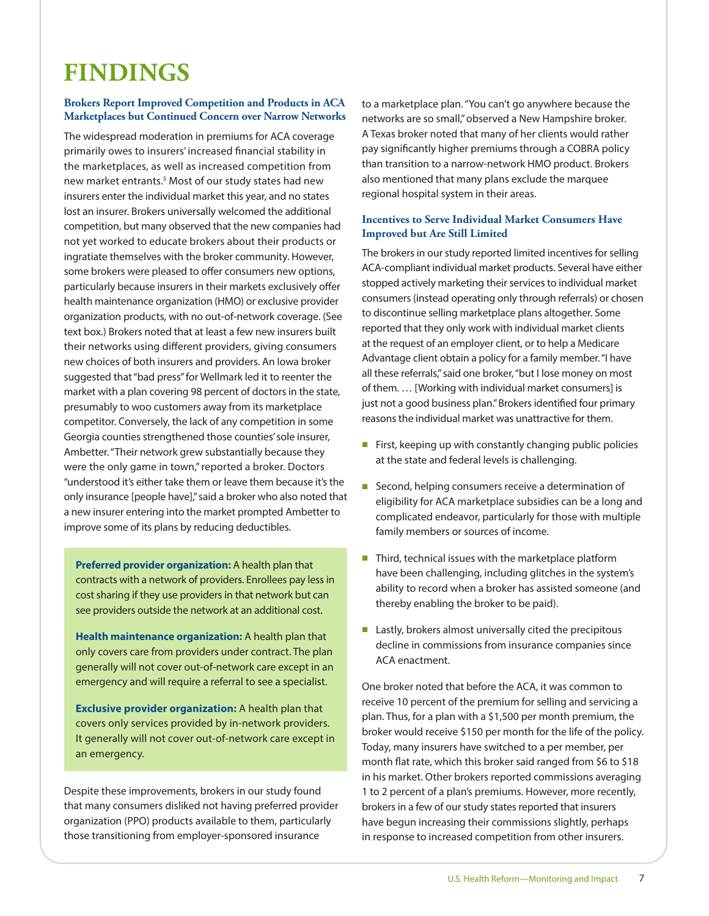# FINDINGS

### Brokers Report Improved Competition and Products in ACA Marketplaces but Continued Concern over Narrow Networks

The widespread moderation in premiums for ACA coverage primarily owes to insurers' increased financial stability in the marketplaces, as well as increased competition from new market entrants.[5] Most of our study states had new insurers enter the individual market this year, and no states lost an insurer. Brokers universally welcomed the additional competition, but many observed that the new companies had not yet worked to educate brokers about their products or ingratiate themselves with the broker community. However, some brokers were pleased to offer consumers new options, particularly because insurers in their markets exclusively offer health maintenance organization (HMO) or exclusive provider organization products, with no out-of-network coverage. (See text box.) Brokers noted that at least a few new insurers built their networks using different providers, giving consumers new choices of both insurers and providers. An Iowa broker suggested that "bad press" for Wellmark led it to reenter the market with a plan covering 98 percent of doctors in the state, presumably to woo customers away from its marketplace competitor. Conversely, the lack of any competition in some Georgia counties strengthened those counties' sole insurer, Ambetter. "Their network grew substantially because they were the only game in town," reported a broker. Doctors "understood it's either take them or leave them because it's the only insurance [people have]," said a broker who also noted that a new insurer entering into the market prompted Ambetter to improve some of its plans by reducing deductibles.

> **Preferred provider organization:** A health plan that contracts with a network of providers. Enrollees pay less in cost sharing if they use providers in that network but can see providers outside the network at an additional cost.
>
> **Health maintenance organization:** A health plan that only covers care from providers under contract. The plan generally will not cover out-of-network care except in an emergency and will require a referral to see a specialist.
>
> **Exclusive provider organization:** A health plan that covers only services provided by in-network providers. It generally will not cover out-of-network care except in an emergency.

Despite these improvements, brokers in our study found that many consumers disliked not having preferred provider organization (PPO) products available to them, particularly those transitioning from employer-sponsored insurance to a marketplace plan. "You can't go anywhere because the networks are so small," observed a New Hampshire broker. A Texas broker noted that many of her clients would rather pay significantly higher premiums through a COBRA policy than transition to a narrow-network HMO product. Brokers also mentioned that many plans exclude the marquee regional hospital system in their areas.

### Incentives to Serve Individual Market Consumers Have Improved but Are Still Limited

The brokers in our study reported limited incentives for selling ACA-compliant individual market products. Several have either stopped actively marketing their services to individual market consumers (instead operating only through referrals) or chosen to discontinue selling marketplace plans altogether. Some reported that they only work with individual market clients at the request of an employer client, or to help a Medicare Advantage client obtain a policy for a family member. "I have all these referrals," said one broker, "but I lose money on most of them. … [Working with individual market consumers] is just not a good business plan." Brokers identified four primary reasons the individual market was unattractive for them.

- First, keeping up with constantly changing public policies at the state and federal levels is challenging.
- Second, helping consumers receive a determination of eligibility for ACA marketplace subsidies can be a long and complicated endeavor, particularly for those with multiple family members or sources of income.
- Third, technical issues with the marketplace platform have been challenging, including glitches in the system's ability to record when a broker has assisted someone (and thereby enabling the broker to be paid).
- Lastly, brokers almost universally cited the precipitous decline in commissions from insurance companies since ACA enactment.

One broker noted that before the ACA, it was common to receive 10 percent of the premium for selling and servicing a plan. Thus, for a plan with a $1,500 per month premium, the broker would receive $150 per month for the life of the policy. Today, many insurers have switched to a per member, per month flat rate, which this broker said ranged from $6 to $18 in his market. Other brokers reported commissions averaging 1 to 2 percent of a plan's premiums. However, more recently, brokers in a few of our study states reported that insurers have begun increasing their commissions slightly, perhaps in response to increased competition from other insurers.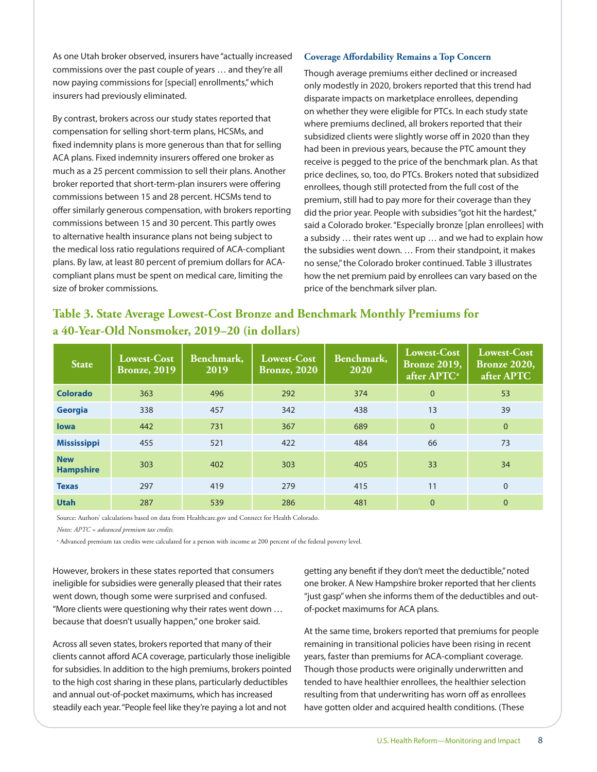As one Utah broker observed, insurers have "actually increased commissions over the past couple of years … and they're all now paying commissions for [special] enrollments," which insurers had previously eliminated.

By contrast, brokers across our study states reported that compensation for selling short-term plans, HCSMs, and fixed indemnity plans is more generous than that for selling ACA plans. Fixed indemnity insurers offered one broker as much as a 25 percent commission to sell their plans. Another broker reported that short-term-plan insurers were offering commissions between 15 and 28 percent. HCSMs tend to offer similarly generous compensation, with brokers reporting commissions between 15 and 30 percent. This partly owes to alternative health insurance plans not being subject to the medical loss ratio regulations required of ACA-compliant plans. By law, at least 80 percent of premium dollars for ACA-compliant plans must be spent on medical care, limiting the size of broker commissions.

### Coverage Affordability Remains a Top Concern

Though average premiums either declined or increased only modestly in 2020, brokers reported that this trend had disparate impacts on marketplace enrollees, depending on whether they were eligible for PTCs. In each study state where premiums declined, all brokers reported that their subsidized clients were slightly worse off in 2020 than they had been in previous years, because the PTC amount they receive is pegged to the price of the benchmark plan. As that price declines, so, too, do PTCs. Brokers noted that subsidized enrollees, though still protected from the full cost of the premium, still had to pay more for their coverage than they did the prior year. People with subsidies "got hit the hardest," said a Colorado broker. "Especially bronze [plan enrollees] with a subsidy … their rates went up … and we had to explain how the subsidies went down. … From their standpoint, it makes no sense," the Colorado broker continued. Table 3 illustrates how the net premium paid by enrollees can vary based on the price of the benchmark silver plan.

## Table 3. State Average Lowest-Cost Bronze and Benchmark Monthly Premiums for a 40-Year-Old Nonsmoker, 2019–20 (in dollars)

| State | Lowest-Cost Bronze, 2019 | Benchmark, 2019 | Lowest-Cost Bronze, 2020 | Benchmark, 2020 | Lowest-Cost Bronze 2019, after APTC[a] | Lowest-Cost Bronze 2020, after APTC |
|---|---|---|---|---|---|---|
| Colorado | 363 | 496 | 292 | 374 | 0 | 53 |
| Georgia | 338 | 457 | 342 | 438 | 13 | 39 |
| Iowa | 442 | 731 | 367 | 689 | 0 | 0 |
| Mississippi | 455 | 521 | 422 | 484 | 66 | 73 |
| New Hampshire | 303 | 402 | 303 | 405 | 33 | 34 |
| Texas | 297 | 419 | 279 | 415 | 11 | 0 |
| Utah | 287 | 539 | 286 | 481 | 0 | 0 |

Source: Authors' calculations based on data from Healthcare.gov and Connect for Health Colorado.

*Notes: APTC = advanced premium tax credits.*

[a] Advanced premium tax credits were calculated for a person with income at 200 percent of the federal poverty level.

However, brokers in these states reported that consumers ineligible for subsidies were generally pleased that their rates went down, though some were surprised and confused. "More clients were questioning why their rates went down … because that doesn't usually happen," one broker said.

Across all seven states, brokers reported that many of their clients cannot afford ACA coverage, particularly those ineligible for subsidies. In addition to the high premiums, brokers pointed to the high cost sharing in these plans, particularly deductibles and annual out-of-pocket maximums, which has increased steadily each year. "People feel like they're paying a lot and not getting any benefit if they don't meet the deductible," noted one broker. A New Hampshire broker reported that her clients "just gasp" when she informs them of the deductibles and out-of-pocket maximums for ACA plans.

At the same time, brokers reported that premiums for people remaining in transitional policies have been rising in recent years, faster than premiums for ACA-compliant coverage. Though those products were originally underwritten and tended to have healthier enrollees, the healthier selection resulting from that underwriting has worn off as enrollees have gotten older and acquired health conditions. (These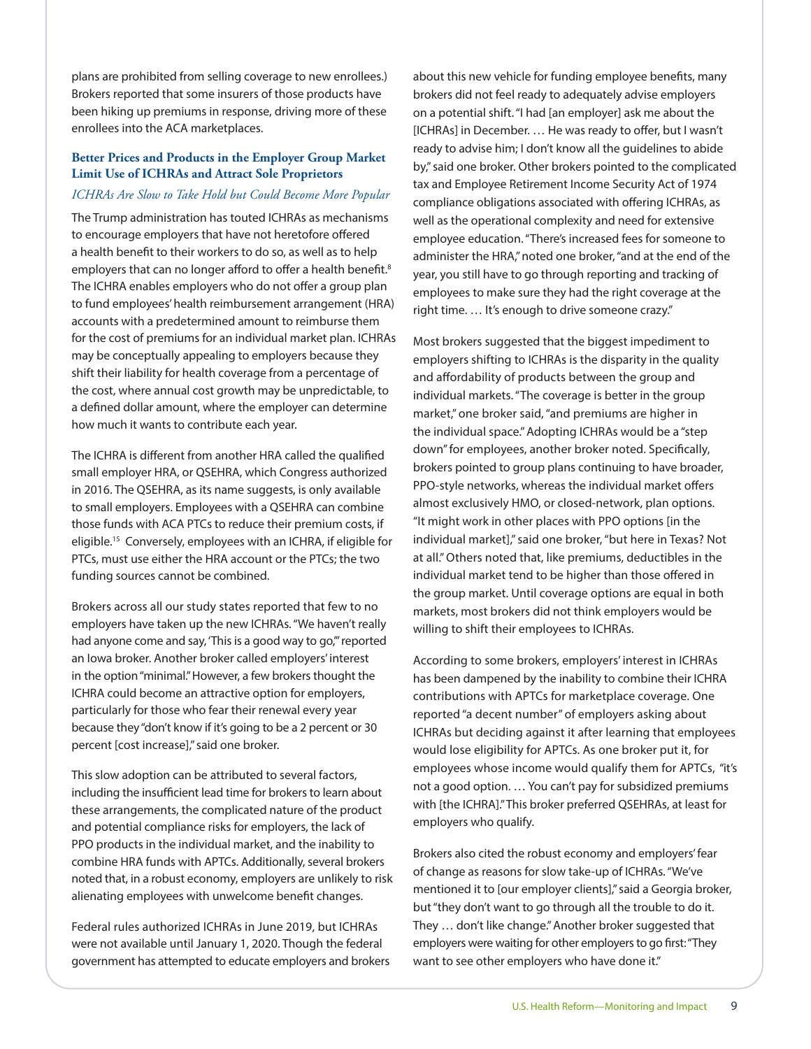plans are prohibited from selling coverage to new enrollees.) Brokers reported that some insurers of those products have been hiking up premiums in response, driving more of these enrollees into the ACA marketplaces.

## Better Prices and Products in the Employer Group Market Limit Use of ICHRAs and Attract Sole Proprietors

### *ICHRAs Are Slow to Take Hold but Could Become More Popular*

The Trump administration has touted ICHRAs as mechanisms to encourage employers that have not heretofore offered a health benefit to their workers to do so, as well as to help employers that can no longer afford to offer a health benefit.[8] The ICHRA enables employers who do not offer a group plan to fund employees' health reimbursement arrangement (HRA) accounts with a predetermined amount to reimburse them for the cost of premiums for an individual market plan. ICHRAs may be conceptually appealing to employers because they shift their liability for health coverage from a percentage of the cost, where annual cost growth may be unpredictable, to a defined dollar amount, where the employer can determine how much it wants to contribute each year.

The ICHRA is different from another HRA called the qualified small employer HRA, or QSEHRA, which Congress authorized in 2016. The QSEHRA, as its name suggests, is only available to small employers. Employees with a QSEHRA can combine those funds with ACA PTCs to reduce their premium costs, if eligible.[15] Conversely, employees with an ICHRA, if eligible for PTCs, must use either the HRA account or the PTCs; the two funding sources cannot be combined.

Brokers across all our study states reported that few to no employers have taken up the new ICHRAs. "We haven't really had anyone come and say, 'This is a good way to go,'" reported an Iowa broker. Another broker called employers' interest in the option "minimal." However, a few brokers thought the ICHRA could become an attractive option for employers, particularly for those who fear their renewal every year because they "don't know if it's going to be a 2 percent or 30 percent [cost increase]," said one broker.

This slow adoption can be attributed to several factors, including the insufficient lead time for brokers to learn about these arrangements, the complicated nature of the product and potential compliance risks for employers, the lack of PPO products in the individual market, and the inability to combine HRA funds with APTCs. Additionally, several brokers noted that, in a robust economy, employers are unlikely to risk alienating employees with unwelcome benefit changes.

Federal rules authorized ICHRAs in June 2019, but ICHRAs were not available until January 1, 2020. Though the federal government has attempted to educate employers and brokers about this new vehicle for funding employee benefits, many brokers did not feel ready to adequately advise employers on a potential shift. "I had [an employer] ask me about the [ICHRAs] in December. … He was ready to offer, but I wasn't ready to advise him; I don't know all the guidelines to abide by," said one broker. Other brokers pointed to the complicated tax and Employee Retirement Income Security Act of 1974 compliance obligations associated with offering ICHRAs, as well as the operational complexity and need for extensive employee education. "There's increased fees for someone to administer the HRA," noted one broker, "and at the end of the year, you still have to go through reporting and tracking of employees to make sure they had the right coverage at the right time. … It's enough to drive someone crazy."

Most brokers suggested that the biggest impediment to employers shifting to ICHRAs is the disparity in the quality and affordability of products between the group and individual markets. "The coverage is better in the group market," one broker said, "and premiums are higher in the individual space." Adopting ICHRAs would be a "step down" for employees, another broker noted. Specifically, brokers pointed to group plans continuing to have broader, PPO-style networks, whereas the individual market offers almost exclusively HMO, or closed-network, plan options. "It might work in other places with PPO options [in the individual market]," said one broker, "but here in Texas? Not at all." Others noted that, like premiums, deductibles in the individual market tend to be higher than those offered in the group market. Until coverage options are equal in both markets, most brokers did not think employers would be willing to shift their employees to ICHRAs.

According to some brokers, employers' interest in ICHRAs has been dampened by the inability to combine their ICHRA contributions with APTCs for marketplace coverage. One reported "a decent number" of employers asking about ICHRAs but deciding against it after learning that employees would lose eligibility for APTCs. As one broker put it, for employees whose income would qualify them for APTCs, "it's not a good option. … You can't pay for subsidized premiums with [the ICHRA]." This broker preferred QSEHRAs, at least for employers who qualify.

Brokers also cited the robust economy and employers' fear of change as reasons for slow take-up of ICHRAs. "We've mentioned it to [our employer clients]," said a Georgia broker, but "they don't want to go through all the trouble to do it. They … don't like change." Another broker suggested that employers were waiting for other employers to go first: "They want to see other employers who have done it."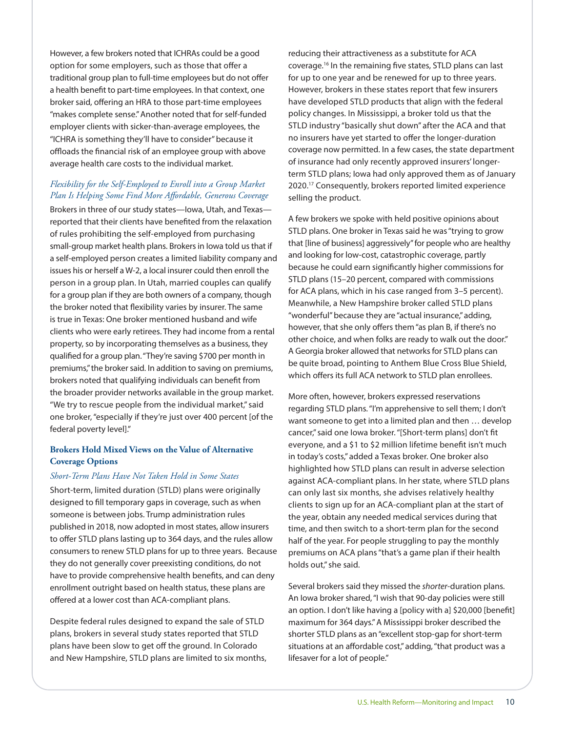However, a few brokers noted that ICHRAs could be a good option for some employers, such as those that offer a traditional group plan to full-time employees but do not offer a health benefit to part-time employees. In that context, one broker said, offering an HRA to those part-time employees "makes complete sense." Another noted that for self-funded employer clients with sicker-than-average employees, the "ICHRA is something they'll have to consider" because it offloads the financial risk of an employee group with above average health care costs to the individual market.

### *Flexibility for the Self-Employed to Enroll into a Group Market Plan Is Helping Some Find More Affordable, Generous Coverage*

Brokers in three of our study states—Iowa, Utah, and Texas—reported that their clients have benefited from the relaxation of rules prohibiting the self-employed from purchasing small-group market health plans. Brokers in Iowa told us that if a self-employed person creates a limited liability company and issues his or herself a W-2, a local insurer could then enroll the person in a group plan. In Utah, married couples can qualify for a group plan if they are both owners of a company, though the broker noted that flexibility varies by insurer. The same is true in Texas: One broker mentioned husband and wife clients who were early retirees. They had income from a rental property, so by incorporating themselves as a business, they qualified for a group plan. "They're saving $700 per month in premiums," the broker said. In addition to saving on premiums, brokers noted that qualifying individuals can benefit from the broader provider networks available in the group market. "We try to rescue people from the individual market," said one broker, "especially if they're just over 400 percent [of the federal poverty level]."

## Brokers Hold Mixed Views on the Value of Alternative Coverage Options

### *Short-Term Plans Have Not Taken Hold in Some States*

Short-term, limited duration (STLD) plans were originally designed to fill temporary gaps in coverage, such as when someone is between jobs. Trump administration rules published in 2018, now adopted in most states, allow insurers to offer STLD plans lasting up to 364 days, and the rules allow consumers to renew STLD plans for up to three years. Because they do not generally cover preexisting conditions, do not have to provide comprehensive health benefits, and can deny enrollment outright based on health status, these plans are offered at a lower cost than ACA-compliant plans.

Despite federal rules designed to expand the sale of STLD plans, brokers in several study states reported that STLD plans have been slow to get off the ground. In Colorado and New Hampshire, STLD plans are limited to six months, reducing their attractiveness as a substitute for ACA coverage.[16] In the remaining five states, STLD plans can last for up to one year and be renewed for up to three years. However, brokers in these states report that few insurers have developed STLD products that align with the federal policy changes. In Mississippi, a broker told us that the STLD industry "basically shut down" after the ACA and that no insurers have yet started to offer the longer-duration coverage now permitted. In a few cases, the state department of insurance had only recently approved insurers' longer-term STLD plans; Iowa had only approved them as of January 2020.[17] Consequently, brokers reported limited experience selling the product.

A few brokers we spoke with held positive opinions about STLD plans. One broker in Texas said he was "trying to grow that [line of business] aggressively" for people who are healthy and looking for low-cost, catastrophic coverage, partly because he could earn significantly higher commissions for STLD plans (15–20 percent, compared with commissions for ACA plans, which in his case ranged from 3–5 percent). Meanwhile, a New Hampshire broker called STLD plans "wonderful" because they are "actual insurance," adding, however, that she only offers them "as plan B, if there's no other choice, and when folks are ready to walk out the door." A Georgia broker allowed that networks for STLD plans can be quite broad, pointing to Anthem Blue Cross Blue Shield, which offers its full ACA network to STLD plan enrollees.

More often, however, brokers expressed reservations regarding STLD plans. "I'm apprehensive to sell them; I don't want someone to get into a limited plan and then … develop cancer," said one Iowa broker. "[Short-term plans] don't fit everyone, and a $1 to $2 million lifetime benefit isn't much in today's costs," added a Texas broker. One broker also highlighted how STLD plans can result in adverse selection against ACA-compliant plans. In her state, where STLD plans can only last six months, she advises relatively healthy clients to sign up for an ACA-compliant plan at the start of the year, obtain any needed medical services during that time, and then switch to a short-term plan for the second half of the year. For people struggling to pay the monthly premiums on ACA plans "that's a game plan if their health holds out," she said.

Several brokers said they missed the *shorter*-duration plans. An Iowa broker shared, "I wish that 90-day policies were still an option. I don't like having a [policy with a] $20,000 [benefit] maximum for 364 days." A Mississippi broker described the shorter STLD plans as an "excellent stop-gap for short-term situations at an affordable cost," adding, "that product was a lifesaver for a lot of people."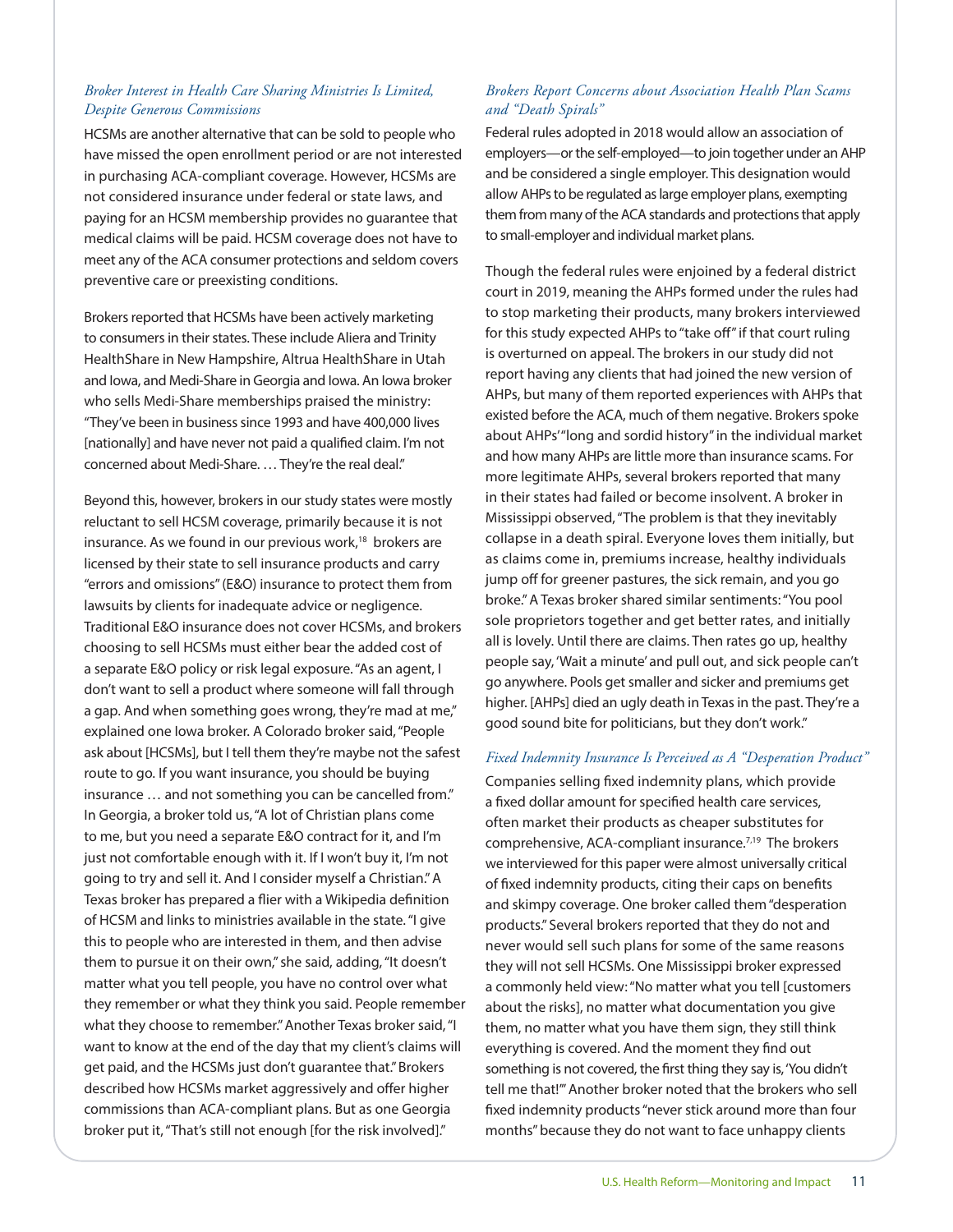### *Broker Interest in Health Care Sharing Ministries Is Limited, Despite Generous Commissions*

HCSMs are another alternative that can be sold to people who have missed the open enrollment period or are not interested in purchasing ACA-compliant coverage. However, HCSMs are not considered insurance under federal or state laws, and paying for an HCSM membership provides no guarantee that medical claims will be paid. HCSM coverage does not have to meet any of the ACA consumer protections and seldom covers preventive care or preexisting conditions.

Brokers reported that HCSMs have been actively marketing to consumers in their states. These include Aliera and Trinity HealthShare in New Hampshire, Altrua HealthShare in Utah and Iowa, and Medi-Share in Georgia and Iowa. An Iowa broker who sells Medi-Share memberships praised the ministry: "They've been in business since 1993 and have 400,000 lives [nationally] and have never not paid a qualified claim. I'm not concerned about Medi-Share. … They're the real deal."

Beyond this, however, brokers in our study states were mostly reluctant to sell HCSM coverage, primarily because it is not insurance. As we found in our previous work,[18] brokers are licensed by their state to sell insurance products and carry "errors and omissions" (E&O) insurance to protect them from lawsuits by clients for inadequate advice or negligence. Traditional E&O insurance does not cover HCSMs, and brokers choosing to sell HCSMs must either bear the added cost of a separate E&O policy or risk legal exposure. "As an agent, I don't want to sell a product where someone will fall through a gap. And when something goes wrong, they're mad at me," explained one Iowa broker. A Colorado broker said, "People ask about [HCSMs], but I tell them they're maybe not the safest route to go. If you want insurance, you should be buying insurance … and not something you can be cancelled from." In Georgia, a broker told us, "A lot of Christian plans come to me, but you need a separate E&O contract for it, and I'm just not comfortable enough with it. If I won't buy it, I'm not going to try and sell it. And I consider myself a Christian." A Texas broker has prepared a flier with a Wikipedia definition of HCSM and links to ministries available in the state. "I give this to people who are interested in them, and then advise them to pursue it on their own," she said, adding, "It doesn't matter what you tell people, you have no control over what they remember or what they think you said. People remember what they choose to remember." Another Texas broker said, "I want to know at the end of the day that my client's claims will get paid, and the HCSMs just don't guarantee that." Brokers described how HCSMs market aggressively and offer higher commissions than ACA-compliant plans. But as one Georgia broker put it, "That's still not enough [for the risk involved]."

### *Brokers Report Concerns about Association Health Plan Scams and "Death Spirals"*

Federal rules adopted in 2018 would allow an association of employers—or the self-employed—to join together under an AHP and be considered a single employer. This designation would allow AHPs to be regulated as large employer plans, exempting them from many of the ACA standards and protections that apply to small-employer and individual market plans.

Though the federal rules were enjoined by a federal district court in 2019, meaning the AHPs formed under the rules had to stop marketing their products, many brokers interviewed for this study expected AHPs to "take off" if that court ruling is overturned on appeal. The brokers in our study did not report having any clients that had joined the new version of AHPs, but many of them reported experiences with AHPs that existed before the ACA, much of them negative. Brokers spoke about AHPs' "long and sordid history" in the individual market and how many AHPs are little more than insurance scams. For more legitimate AHPs, several brokers reported that many in their states had failed or become insolvent. A broker in Mississippi observed, "The problem is that they inevitably collapse in a death spiral. Everyone loves them initially, but as claims come in, premiums increase, healthy individuals jump off for greener pastures, the sick remain, and you go broke." A Texas broker shared similar sentiments: "You pool sole proprietors together and get better rates, and initially all is lovely. Until there are claims. Then rates go up, healthy people say, 'Wait a minute' and pull out, and sick people can't go anywhere. Pools get smaller and sicker and premiums get higher. [AHPs] died an ugly death in Texas in the past. They're a good sound bite for politicians, but they don't work."

### *Fixed Indemnity Insurance Is Perceived as A "Desperation Product"*

Companies selling fixed indemnity plans, which provide a fixed dollar amount for specified health care services, often market their products as cheaper substitutes for comprehensive, ACA-compliant insurance.[7,19] The brokers we interviewed for this paper were almost universally critical of fixed indemnity products, citing their caps on benefits and skimpy coverage. One broker called them "desperation products." Several brokers reported that they do not and never would sell such plans for some of the same reasons they will not sell HCSMs. One Mississippi broker expressed a commonly held view: "No matter what you tell [customers about the risks], no matter what documentation you give them, no matter what you have them sign, they still think everything is covered. And the moment they find out something is not covered, the first thing they say is, 'You didn't tell me that!'" Another broker noted that the brokers who sell fixed indemnity products "never stick around more than four months" because they do not want to face unhappy clients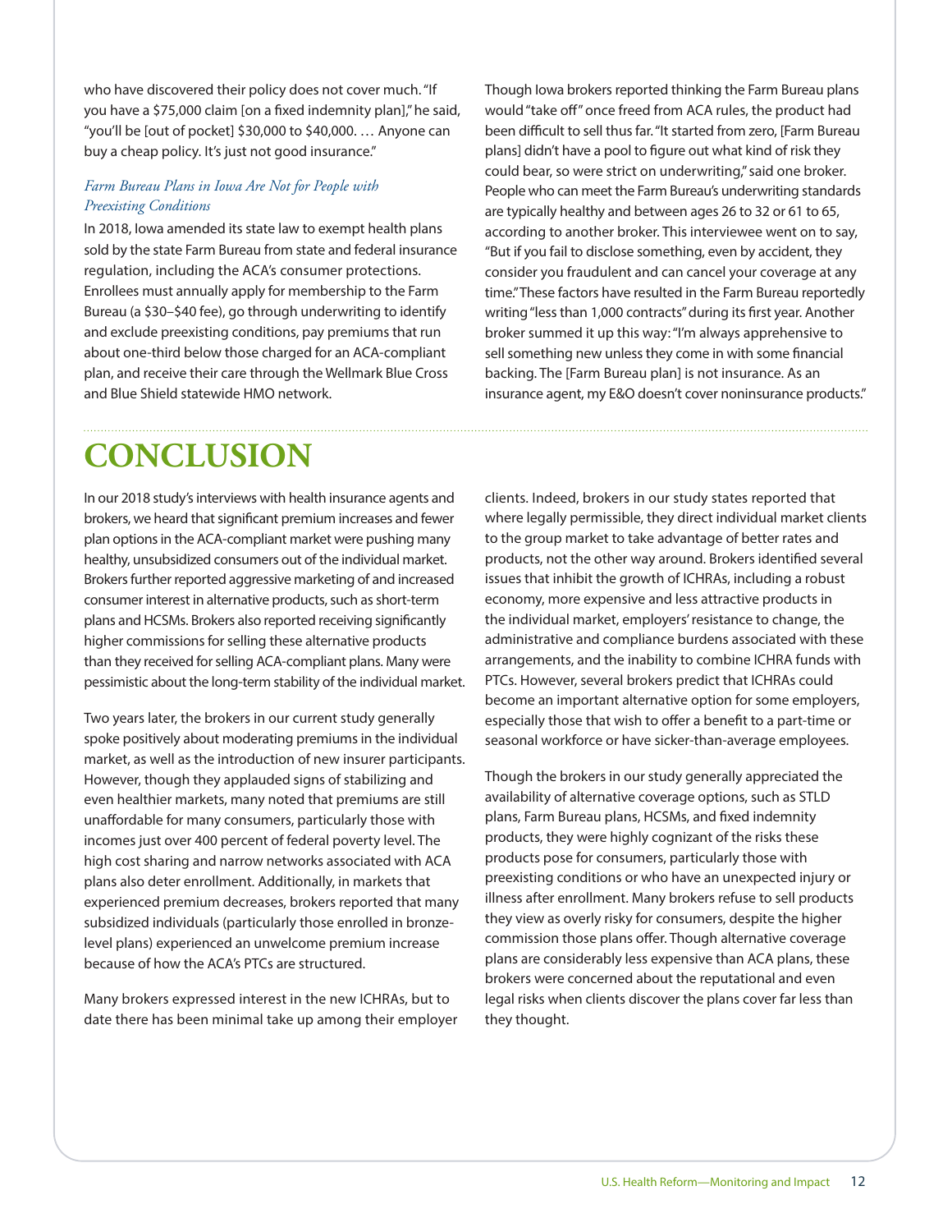who have discovered their policy does not cover much. "If you have a $75,000 claim [on a fixed indemnity plan]," he said, "you'll be [out of pocket] $30,000 to $40,000. … Anyone can buy a cheap policy. It's just not good insurance."

### *Farm Bureau Plans in Iowa Are Not for People with Preexisting Conditions*

In 2018, Iowa amended its state law to exempt health plans sold by the state Farm Bureau from state and federal insurance regulation, including the ACA's consumer protections. Enrollees must annually apply for membership to the Farm Bureau (a $30–$40 fee), go through underwriting to identify and exclude preexisting conditions, pay premiums that run about one-third below those charged for an ACA-compliant plan, and receive their care through the Wellmark Blue Cross and Blue Shield statewide HMO network.

Though Iowa brokers reported thinking the Farm Bureau plans would "take off" once freed from ACA rules, the product had been difficult to sell thus far. "It started from zero, [Farm Bureau plans] didn't have a pool to figure out what kind of risk they could bear, so were strict on underwriting," said one broker. People who can meet the Farm Bureau's underwriting standards are typically healthy and between ages 26 to 32 or 61 to 65, according to another broker. This interviewee went on to say, "But if you fail to disclose something, even by accident, they consider you fraudulent and can cancel your coverage at any time." These factors have resulted in the Farm Bureau reportedly writing "less than 1,000 contracts" during its first year. Another broker summed it up this way: "I'm always apprehensive to sell something new unless they come in with some financial backing. The [Farm Bureau plan] is not insurance. As an insurance agent, my E&O doesn't cover noninsurance products."

# CONCLUSION

In our 2018 study's interviews with health insurance agents and brokers, we heard that significant premium increases and fewer plan options in the ACA-compliant market were pushing many healthy, unsubsidized consumers out of the individual market. Brokers further reported aggressive marketing of and increased consumer interest in alternative products, such as short-term plans and HCSMs. Brokers also reported receiving significantly higher commissions for selling these alternative products than they received for selling ACA-compliant plans. Many were pessimistic about the long-term stability of the individual market.

Two years later, the brokers in our current study generally spoke positively about moderating premiums in the individual market, as well as the introduction of new insurer participants. However, though they applauded signs of stabilizing and even healthier markets, many noted that premiums are still unaffordable for many consumers, particularly those with incomes just over 400 percent of federal poverty level. The high cost sharing and narrow networks associated with ACA plans also deter enrollment. Additionally, in markets that experienced premium decreases, brokers reported that many subsidized individuals (particularly those enrolled in bronze-level plans) experienced an unwelcome premium increase because of how the ACA's PTCs are structured.

Many brokers expressed interest in the new ICHRAs, but to date there has been minimal take up among their employer clients. Indeed, brokers in our study states reported that where legally permissible, they direct individual market clients to the group market to take advantage of better rates and products, not the other way around. Brokers identified several issues that inhibit the growth of ICHRAs, including a robust economy, more expensive and less attractive products in the individual market, employers' resistance to change, the administrative and compliance burdens associated with these arrangements, and the inability to combine ICHRA funds with PTCs. However, several brokers predict that ICHRAs could become an important alternative option for some employers, especially those that wish to offer a benefit to a part-time or seasonal workforce or have sicker-than-average employees.

Though the brokers in our study generally appreciated the availability of alternative coverage options, such as STLD plans, Farm Bureau plans, HCSMs, and fixed indemnity products, they were highly cognizant of the risks these products pose for consumers, particularly those with preexisting conditions or who have an unexpected injury or illness after enrollment. Many brokers refuse to sell products they view as overly risky for consumers, despite the higher commission those plans offer. Though alternative coverage plans are considerably less expensive than ACA plans, these brokers were concerned about the reputational and even legal risks when clients discover the plans cover far less than they thought.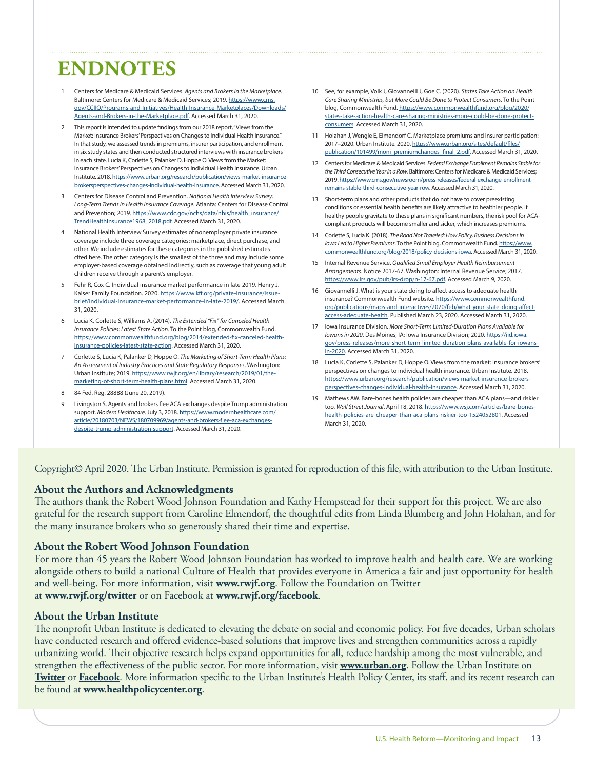# ENDNOTES

1. Centers for Medicare & Medicaid Services. *Agents and Brokers in the Marketplace.* Baltimore: Centers for Medicare & Medicaid Services; 2019. https://www.cms.gov/CCIIO/Programs-and-Initiatives/Health-Insurance-Marketplaces/Downloads/Agents-and-Brokers-in-the-Marketplace.pdf. Accessed March 31, 2020.
2. This report is intended to update findings from our 2018 report, "Views from the Market: Insurance Brokers' Perspectives on Changes to Individual Health Insurance." In that study, we assessed trends in premiums, insurer participation, and enrollment in six study states and then conducted structured interviews with insurance brokers in each state. Lucia K, Corlette S, Palanker D, Hoppe O. Views from the Market: Insurance Brokers' Perspectives on Changes to Individual Health Insurance. Urban Institute. 2018. https://www.urban.org/research/publication/views-market-insurance-brokersperspectives-changes-individual-health-insurance. Accessed March 31, 2020.
3. Centers for Disease Control and Prevention. *National Health Interview Survey: Long-Term Trends in Health Insurance Coverage.* Atlanta: Centers for Disease Control and Prevention; 2019. https://www.cdc.gov/nchs/data/nhis/health_insurance/TrendHealthInsurance1968_2018.pdf. Accessed March 31, 2020.
4. National Health Interview Survey estimates of nonemployer private insurance coverage include three coverage categories: marketplace, direct purchase, and other. We include estimates for these categories in the published estimates cited here. The other category is the smallest of the three and may include some employer-based coverage obtained indirectly, such as coverage that young adult children receive through a parent's employer.
5. Fehr R, Cox C. Individual insurance market performance in late 2019. Henry J. Kaiser Family Foundation. 2020. https://www.kff.org/private-insurance/issue-brief/individual-insurance-market-performance-in-late-2019/. Accessed March 31, 2020.
6. Lucia K, Corlette S, Williams A. (2014). *The Extended "Fix" for Canceled Health Insurance Policies: Latest State Action.* To the Point blog, Commonwealth Fund. https://www.commonwealthfund.org/blog/2014/extended-fix-canceled-health-insurance-policies-latest-state-action. Accessed March 31, 2020.
7. Corlette S, Lucia K, Palanker D, Hoppe O. *The Marketing of Short-Term Health Plans: An Assessment of Industry Practices and State Regulatory Responses*. Washington: Urban Institute; 2019. https://www.rwjf.org/en/library/research/2019/01/the-marketing-of-short-term-health-plans.html. Accessed March 31, 2020.
8. 84 Fed. Reg. 28888 (June 20, 2019).
9. Livingston S. Agents and brokers flee ACA exchanges despite Trump administration support. *Modern Healthcare*. July 3, 2018. https://www.modernhealthcare.com/article/20180703/NEWS/180709969/agents-and-brokers-flee-aca-exchanges-despite-trump-administration-support. Accessed March 31, 2020.
10. See, for example, Volk J, Giovannelli J, Goe C. (2020). *States Take Action on Health Care Sharing Ministries, but More Could Be Done to Protect Consumers.* To the Point blog, Commonwealth Fund. https://www.commonwealthfund.org/blog/2020/states-take-action-health-care-sharing-ministries-more-could-be-done-protect-consumers. Accessed March 31, 2020.
11. Holahan J, Wengle E, Elmendorf C. Marketplace premiums and insurer participation: 2017–2020. Urban Institute. 2020. https://www.urban.org/sites/default/files/publication/101499/moni_premiumchanges_final_2.pdf. Accessed March 31, 2020.
12. Centers for Medicare & Medicaid Services. *Federal Exchange Enrollment Remains Stable for the Third Consecutive Year in a Row.* Baltimore: Centers for Medicare & Medicaid Services; 2019. https://www.cms.gov/newsroom/press-releases/federal-exchange-enrollment-remains-stable-third-consecutive-year-row. Accessed March 31, 2020.
13. Short-term plans and other products that do not have to cover preexisting conditions or essential health benefits are likely attractive to healthier people. If healthy people gravitate to these plans in significant numbers, the risk pool for ACA-compliant products will become smaller and sicker, which increases premiums.
14. Corlette S, Lucia K. (2018). *The Road Not Traveled: How Policy, Business Decisions in Iowa Led to Higher Premiums*. To the Point blog, Commonwealth Fund. https://www.commonwealthfund.org/blog/2018/policy-decisions-iowa. Accessed March 31, 2020.
15. Internal Revenue Service. *Qualified Small Employer Health Reimbursement Arrangements*. Notice 2017-67. Washington: Internal Revenue Service; 2017. https://www.irs.gov/pub/irs-drop/n-17-67.pdf. Accessed March 9, 2020.
16. Giovannelli J. What is your state doing to affect access to adequate health insurance? Commonwealth Fund website. https://www.commonwealthfund.org/publications/maps-and-interactives/2020/feb/what-your-state-doing-affect-access-adequate-health. Published March 23, 2020. Accessed March 31, 2020.
17. Iowa Insurance Division. *More Short-Term Limited-Duration Plans Available for Iowans in 2020*. Des Moines, IA: Iowa Insurance Division; 2020. https://iid.iowa.gov/press-releases/more-short-term-limited-duration-plans-available-for-iowans-in-2020. Accessed March 31, 2020.
18. Lucia K, Corlette S, Palanker D, Hoppe O. Views from the market: Insurance brokers' perspectives on changes to individual health insurance. Urban Institute. 2018. https://www.urban.org/research/publication/views-market-insurance-brokers-perspectives-changes-individual-health-insurance. Accessed March 31, 2020.
19. Mathews AW. Bare-bones health policies are cheaper than ACA plans—and riskier too. *Wall Street Journal*. April 18, 2018. https://www.wsj.com/articles/bare-bones-health-policies-are-cheaper-than-aca-plans-riskier-too-1524052801. Accessed March 31, 2020.

Copyright© April 2020. The Urban Institute. Permission is granted for reproduction of this file, with attribution to the Urban Institute.

## About the Authors and Acknowledgments

The authors thank the Robert Wood Johnson Foundation and Kathy Hempstead for their support for this project. We are also grateful for the research support from Caroline Elmendorf, the thoughtful edits from Linda Blumberg and John Holahan, and for the many insurance brokers who so generously shared their time and expertise.

## About the Robert Wood Johnson Foundation

For more than 45 years the Robert Wood Johnson Foundation has worked to improve health and health care. We are working alongside others to build a national Culture of Health that provides everyone in America a fair and just opportunity for health and well-being. For more information, visit **www.rwjf.org**. Follow the Foundation on Twitter at **www.rwjf.org/twitter** or on Facebook at **www.rwjf.org/facebook**.

## About the Urban Institute

The nonprofit Urban Institute is dedicated to elevating the debate on social and economic policy. For five decades, Urban scholars have conducted research and offered evidence-based solutions that improve lives and strengthen communities across a rapidly urbanizing world. Their objective research helps expand opportunities for all, reduce hardship among the most vulnerable, and strengthen the effectiveness of the public sector. For more information, visit **www.urban.org**. Follow the Urban Institute on **Twitter** or **Facebook**. More information specific to the Urban Institute's Health Policy Center, its staff, and its recent research can be found at **www.healthpolicycenter.org**.